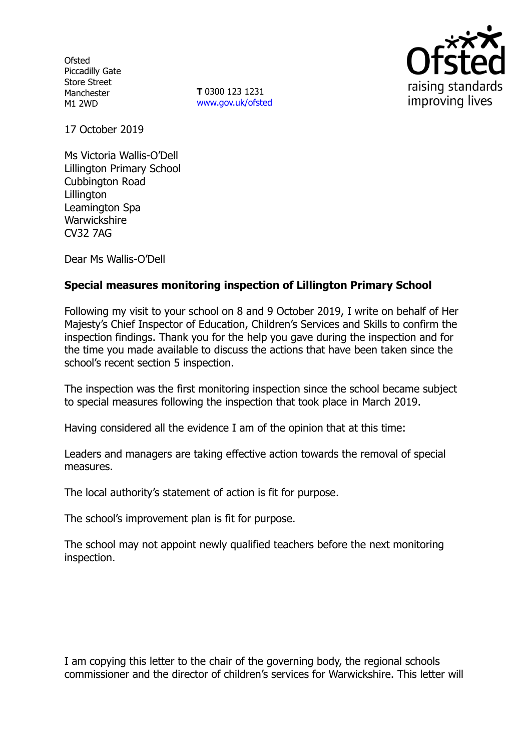Ofsted
Piccadilly Gate
Store Street
Manchester
M1 2WD

**T** 0300 123 1231
www.gov.uk/ofsted

17 October 2019

Ms Victoria Wallis-O'Dell
Lillington Primary School
Cubbington Road
Lillington
Leamington Spa
Warwickshire
CV32 7AG

Dear Ms Wallis-O'Dell

**Special measures monitoring inspection of Lillington Primary School**

Following my visit to your school on 8 and 9 October 2019, I write on behalf of Her Majesty's Chief Inspector of Education, Children's Services and Skills to confirm the inspection findings. Thank you for the help you gave during the inspection and for the time you made available to discuss the actions that have been taken since the school's recent section 5 inspection.

The inspection was the first monitoring inspection since the school became subject to special measures following the inspection that took place in March 2019.

Having considered all the evidence I am of the opinion that at this time:

Leaders and managers are taking effective action towards the removal of special measures.

The local authority's statement of action is fit for purpose.

The school's improvement plan is fit for purpose.

The school may not appoint newly qualified teachers before the next monitoring inspection.

I am copying this letter to the chair of the governing body, the regional schools commissioner and the director of children's services for Warwickshire. This letter will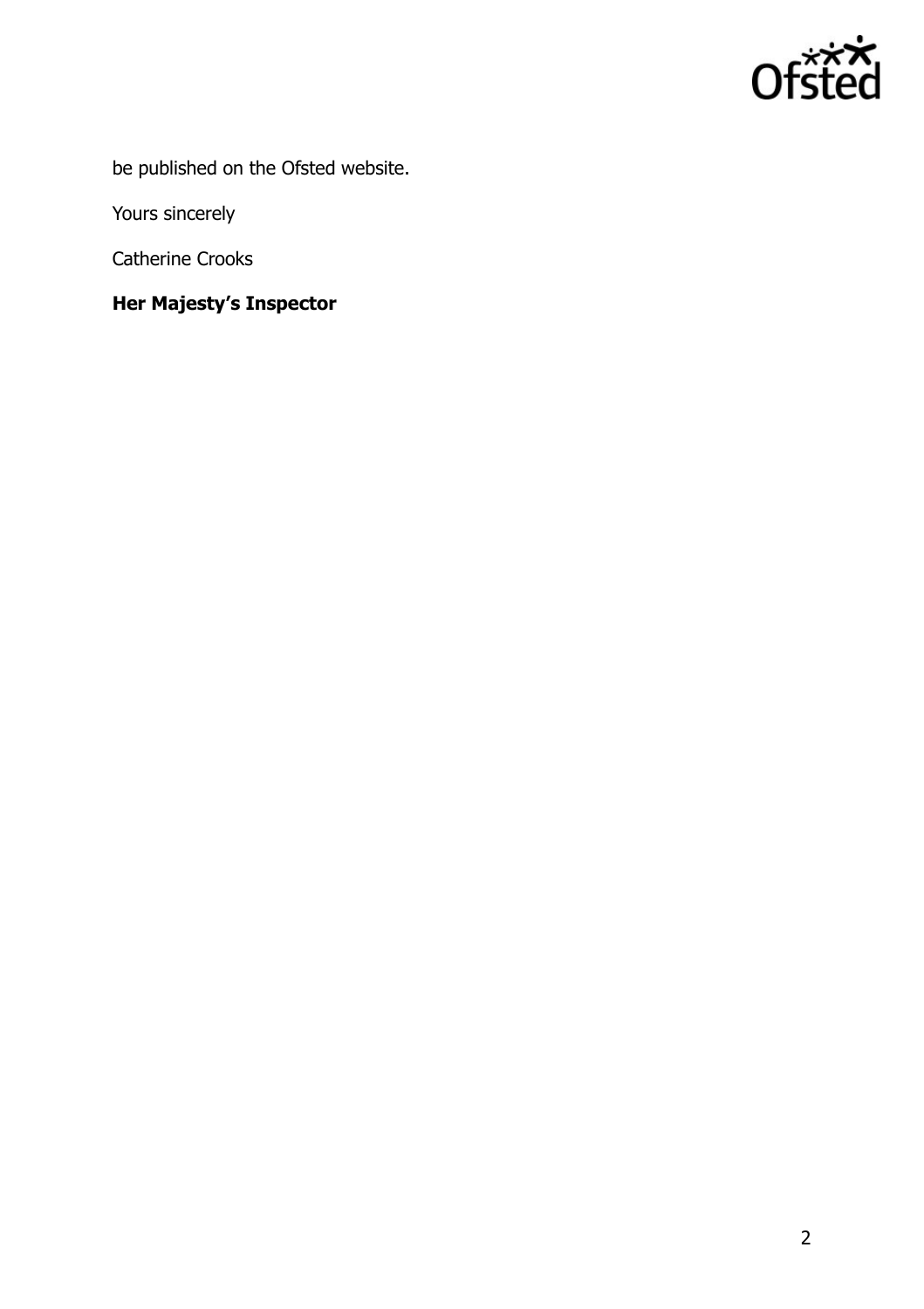be published on the Ofsted website.

Yours sincerely

Catherine Crooks

**Her Majesty's Inspector**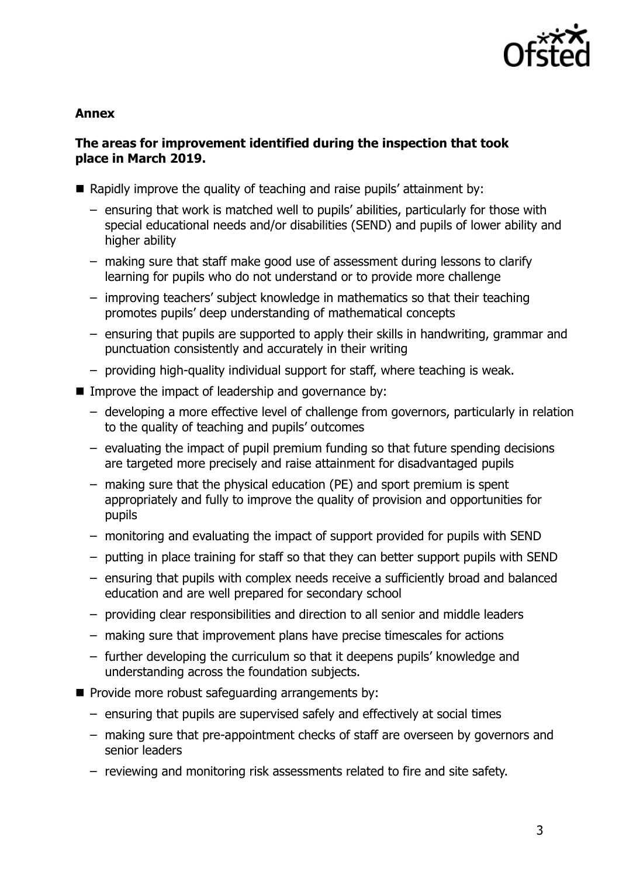**Annex**

**The areas for improvement identified during the inspection that took place in March 2019.**

- Rapidly improve the quality of teaching and raise pupils' attainment by:
  - ensuring that work is matched well to pupils' abilities, particularly for those with special educational needs and/or disabilities (SEND) and pupils of lower ability and higher ability
  - making sure that staff make good use of assessment during lessons to clarify learning for pupils who do not understand or to provide more challenge
  - improving teachers' subject knowledge in mathematics so that their teaching promotes pupils' deep understanding of mathematical concepts
  - ensuring that pupils are supported to apply their skills in handwriting, grammar and punctuation consistently and accurately in their writing
  - providing high-quality individual support for staff, where teaching is weak.
- Improve the impact of leadership and governance by:
  - developing a more effective level of challenge from governors, particularly in relation to the quality of teaching and pupils' outcomes
  - evaluating the impact of pupil premium funding so that future spending decisions are targeted more precisely and raise attainment for disadvantaged pupils
  - making sure that the physical education (PE) and sport premium is spent appropriately and fully to improve the quality of provision and opportunities for pupils
  - monitoring and evaluating the impact of support provided for pupils with SEND
  - putting in place training for staff so that they can better support pupils with SEND
  - ensuring that pupils with complex needs receive a sufficiently broad and balanced education and are well prepared for secondary school
  - providing clear responsibilities and direction to all senior and middle leaders
  - making sure that improvement plans have precise timescales for actions
  - further developing the curriculum so that it deepens pupils' knowledge and understanding across the foundation subjects.
- Provide more robust safeguarding arrangements by:
  - ensuring that pupils are supervised safely and effectively at social times
  - making sure that pre-appointment checks of staff are overseen by governors and senior leaders
  - reviewing and monitoring risk assessments related to fire and site safety.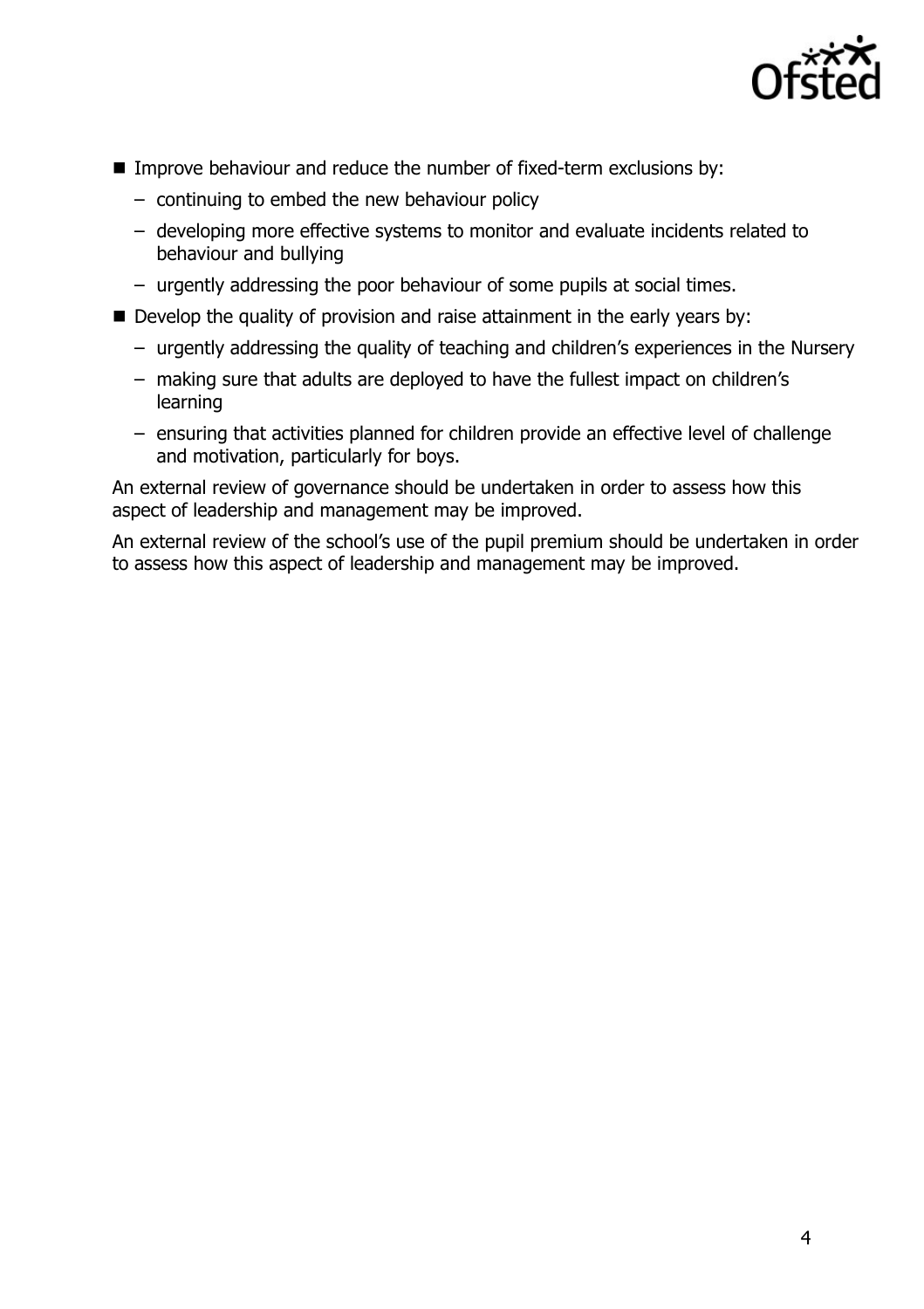- Improve behaviour and reduce the number of fixed-term exclusions by:
  - continuing to embed the new behaviour policy
  - developing more effective systems to monitor and evaluate incidents related to behaviour and bullying
  - urgently addressing the poor behaviour of some pupils at social times.
- Develop the quality of provision and raise attainment in the early years by:
  - urgently addressing the quality of teaching and children's experiences in the Nursery
  - making sure that adults are deployed to have the fullest impact on children's learning
  - ensuring that activities planned for children provide an effective level of challenge and motivation, particularly for boys.

An external review of governance should be undertaken in order to assess how this aspect of leadership and management may be improved.

An external review of the school's use of the pupil premium should be undertaken in order to assess how this aspect of leadership and management may be improved.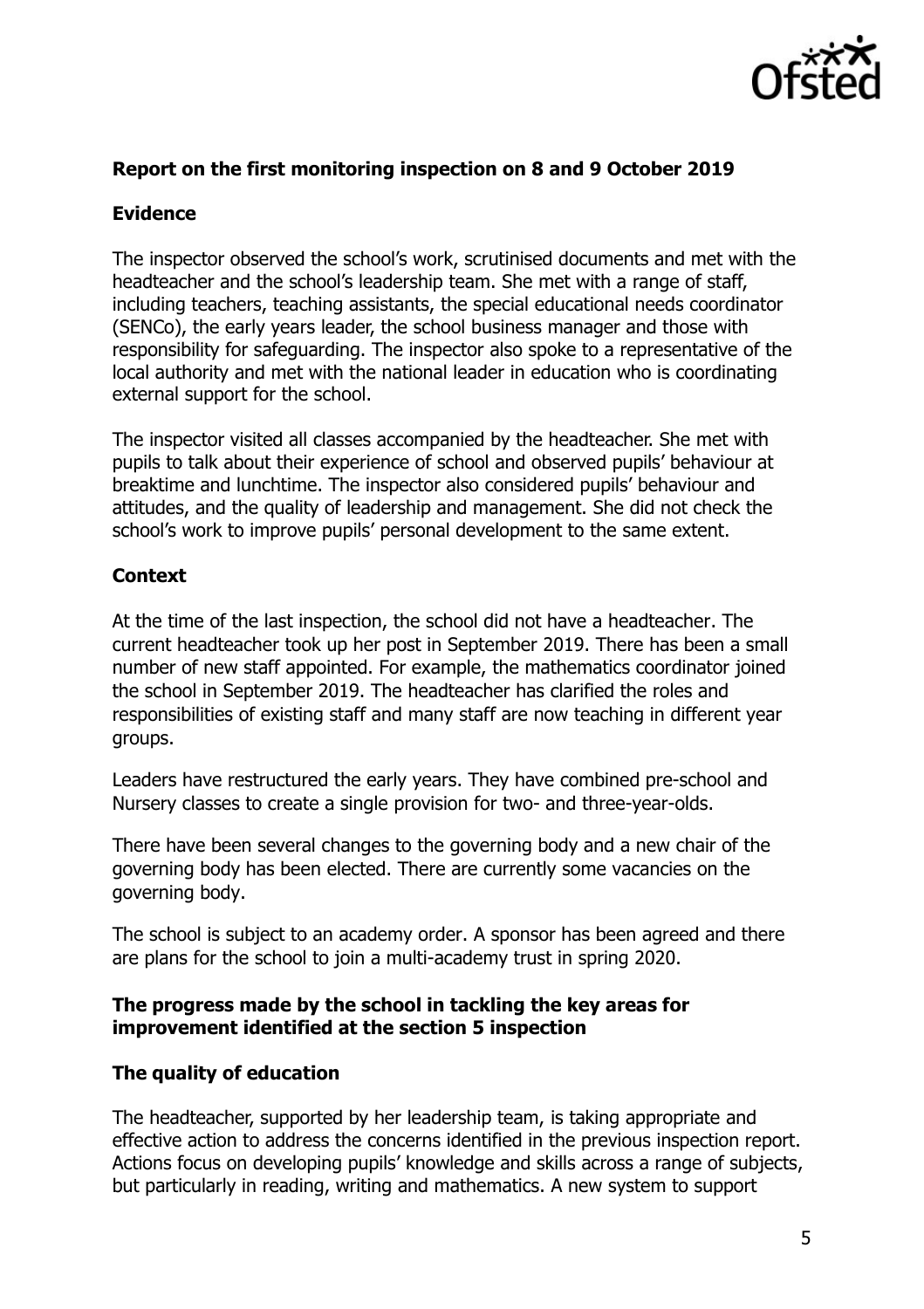## Report on the first monitoring inspection on 8 and 9 October 2019

### Evidence

The inspector observed the school's work, scrutinised documents and met with the headteacher and the school's leadership team. She met with a range of staff, including teachers, teaching assistants, the special educational needs coordinator (SENCo), the early years leader, the school business manager and those with responsibility for safeguarding. The inspector also spoke to a representative of the local authority and met with the national leader in education who is coordinating external support for the school.

The inspector visited all classes accompanied by the headteacher. She met with pupils to talk about their experience of school and observed pupils' behaviour at breaktime and lunchtime. The inspector also considered pupils' behaviour and attitudes, and the quality of leadership and management. She did not check the school's work to improve pupils' personal development to the same extent.

### Context

At the time of the last inspection, the school did not have a headteacher. The current headteacher took up her post in September 2019. There has been a small number of new staff appointed. For example, the mathematics coordinator joined the school in September 2019. The headteacher has clarified the roles and responsibilities of existing staff and many staff are now teaching in different year groups.

Leaders have restructured the early years. They have combined pre-school and Nursery classes to create a single provision for two- and three-year-olds.

There have been several changes to the governing body and a new chair of the governing body has been elected. There are currently some vacancies on the governing body.

The school is subject to an academy order. A sponsor has been agreed and there are plans for the school to join a multi-academy trust in spring 2020.

### The progress made by the school in tackling the key areas for improvement identified at the section 5 inspection

### The quality of education

The headteacher, supported by her leadership team, is taking appropriate and effective action to address the concerns identified in the previous inspection report. Actions focus on developing pupils' knowledge and skills across a range of subjects, but particularly in reading, writing and mathematics. A new system to support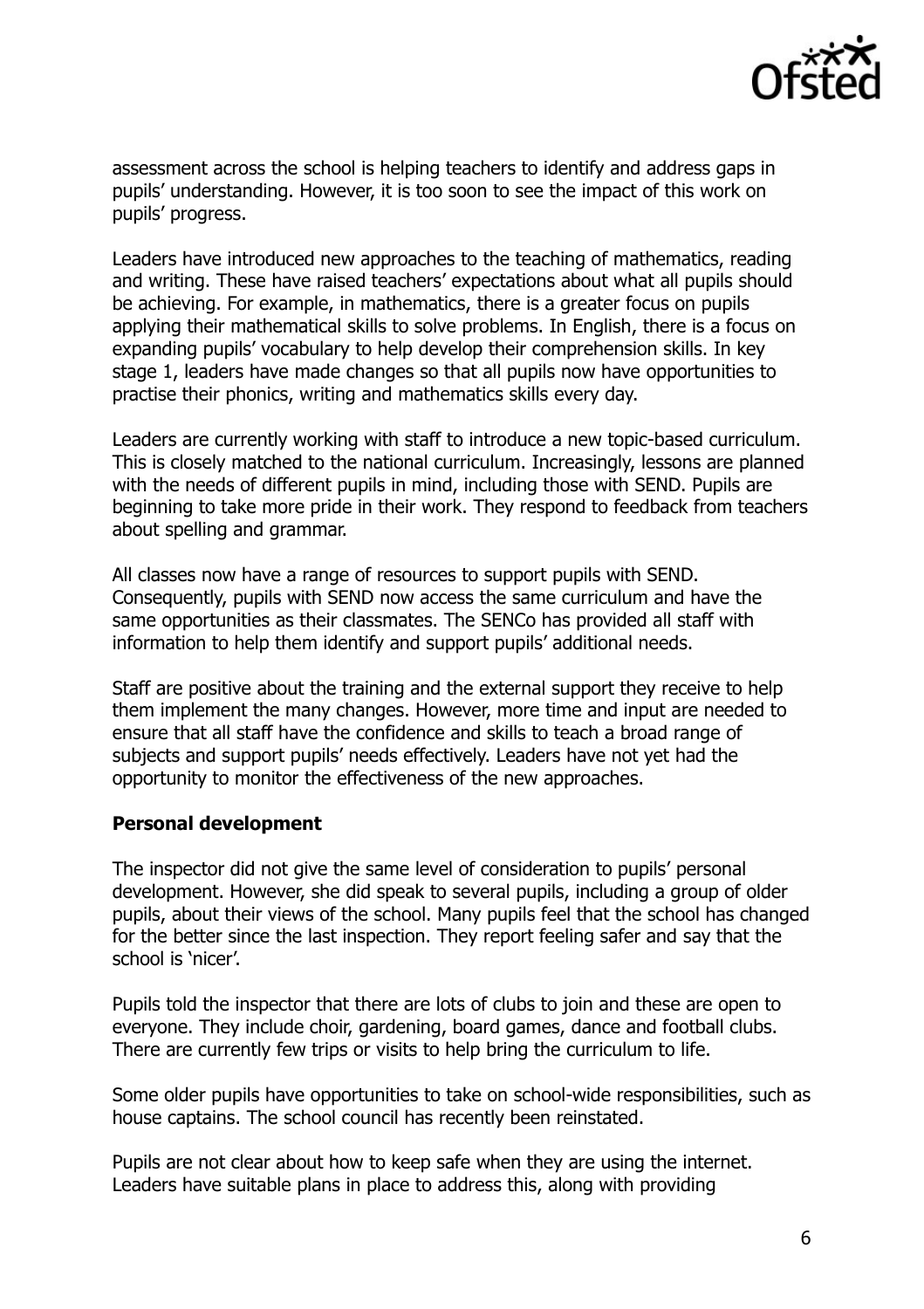assessment across the school is helping teachers to identify and address gaps in pupils' understanding. However, it is too soon to see the impact of this work on pupils' progress.

Leaders have introduced new approaches to the teaching of mathematics, reading and writing. These have raised teachers' expectations about what all pupils should be achieving. For example, in mathematics, there is a greater focus on pupils applying their mathematical skills to solve problems. In English, there is a focus on expanding pupils' vocabulary to help develop their comprehension skills. In key stage 1, leaders have made changes so that all pupils now have opportunities to practise their phonics, writing and mathematics skills every day.

Leaders are currently working with staff to introduce a new topic-based curriculum. This is closely matched to the national curriculum. Increasingly, lessons are planned with the needs of different pupils in mind, including those with SEND. Pupils are beginning to take more pride in their work. They respond to feedback from teachers about spelling and grammar.

All classes now have a range of resources to support pupils with SEND. Consequently, pupils with SEND now access the same curriculum and have the same opportunities as their classmates. The SENCo has provided all staff with information to help them identify and support pupils' additional needs.

Staff are positive about the training and the external support they receive to help them implement the many changes. However, more time and input are needed to ensure that all staff have the confidence and skills to teach a broad range of subjects and support pupils' needs effectively. Leaders have not yet had the opportunity to monitor the effectiveness of the new approaches.

**Personal development**

The inspector did not give the same level of consideration to pupils' personal development. However, she did speak to several pupils, including a group of older pupils, about their views of the school. Many pupils feel that the school has changed for the better since the last inspection. They report feeling safer and say that the school is 'nicer'.

Pupils told the inspector that there are lots of clubs to join and these are open to everyone. They include choir, gardening, board games, dance and football clubs. There are currently few trips or visits to help bring the curriculum to life.

Some older pupils have opportunities to take on school-wide responsibilities, such as house captains. The school council has recently been reinstated.

Pupils are not clear about how to keep safe when they are using the internet. Leaders have suitable plans in place to address this, along with providing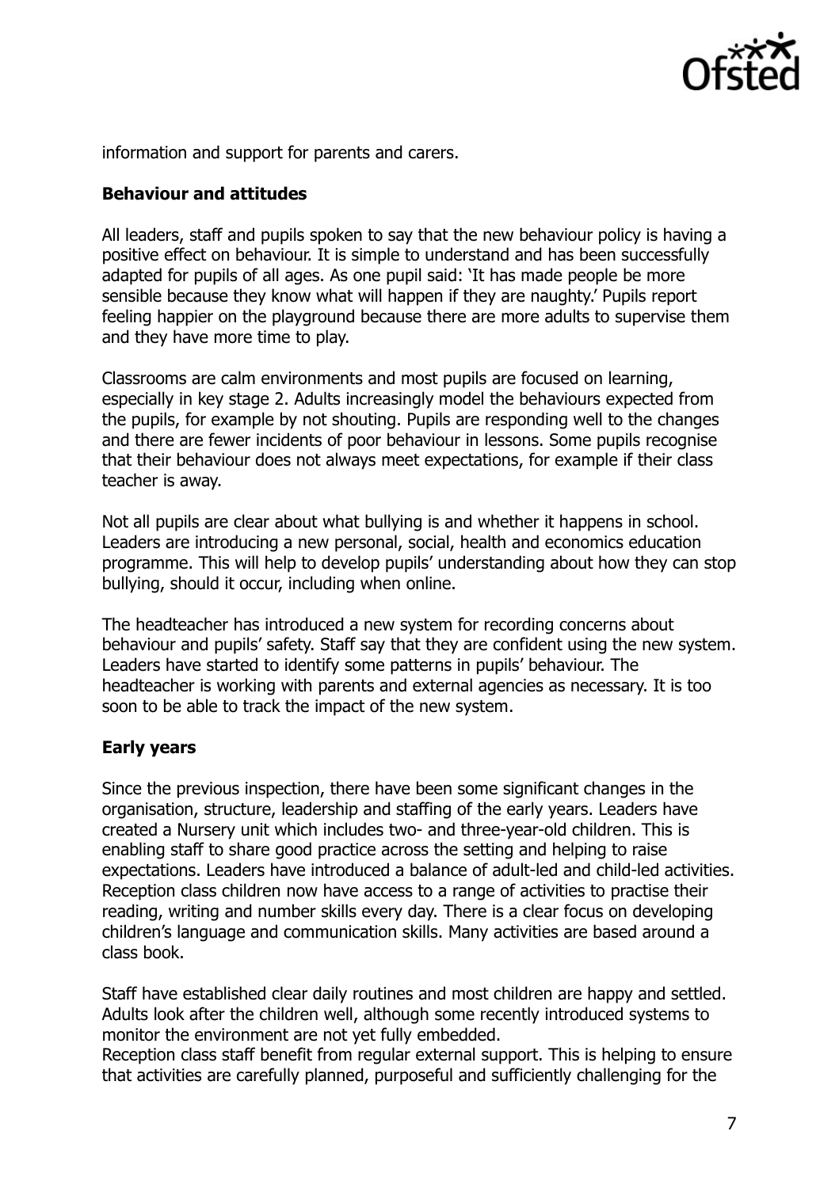information and support for parents and carers.

**Behaviour and attitudes**

All leaders, staff and pupils spoken to say that the new behaviour policy is having a positive effect on behaviour. It is simple to understand and has been successfully adapted for pupils of all ages. As one pupil said: 'It has made people be more sensible because they know what will happen if they are naughty.' Pupils report feeling happier on the playground because there are more adults to supervise them and they have more time to play.

Classrooms are calm environments and most pupils are focused on learning, especially in key stage 2. Adults increasingly model the behaviours expected from the pupils, for example by not shouting. Pupils are responding well to the changes and there are fewer incidents of poor behaviour in lessons. Some pupils recognise that their behaviour does not always meet expectations, for example if their class teacher is away.

Not all pupils are clear about what bullying is and whether it happens in school. Leaders are introducing a new personal, social, health and economics education programme. This will help to develop pupils' understanding about how they can stop bullying, should it occur, including when online.

The headteacher has introduced a new system for recording concerns about behaviour and pupils' safety. Staff say that they are confident using the new system. Leaders have started to identify some patterns in pupils' behaviour. The headteacher is working with parents and external agencies as necessary. It is too soon to be able to track the impact of the new system.

**Early years**

Since the previous inspection, there have been some significant changes in the organisation, structure, leadership and staffing of the early years. Leaders have created a Nursery unit which includes two- and three-year-old children. This is enabling staff to share good practice across the setting and helping to raise expectations. Leaders have introduced a balance of adult-led and child-led activities. Reception class children now have access to a range of activities to practise their reading, writing and number skills every day. There is a clear focus on developing children's language and communication skills. Many activities are based around a class book.

Staff have established clear daily routines and most children are happy and settled. Adults look after the children well, although some recently introduced systems to monitor the environment are not yet fully embedded.

Reception class staff benefit from regular external support. This is helping to ensure that activities are carefully planned, purposeful and sufficiently challenging for the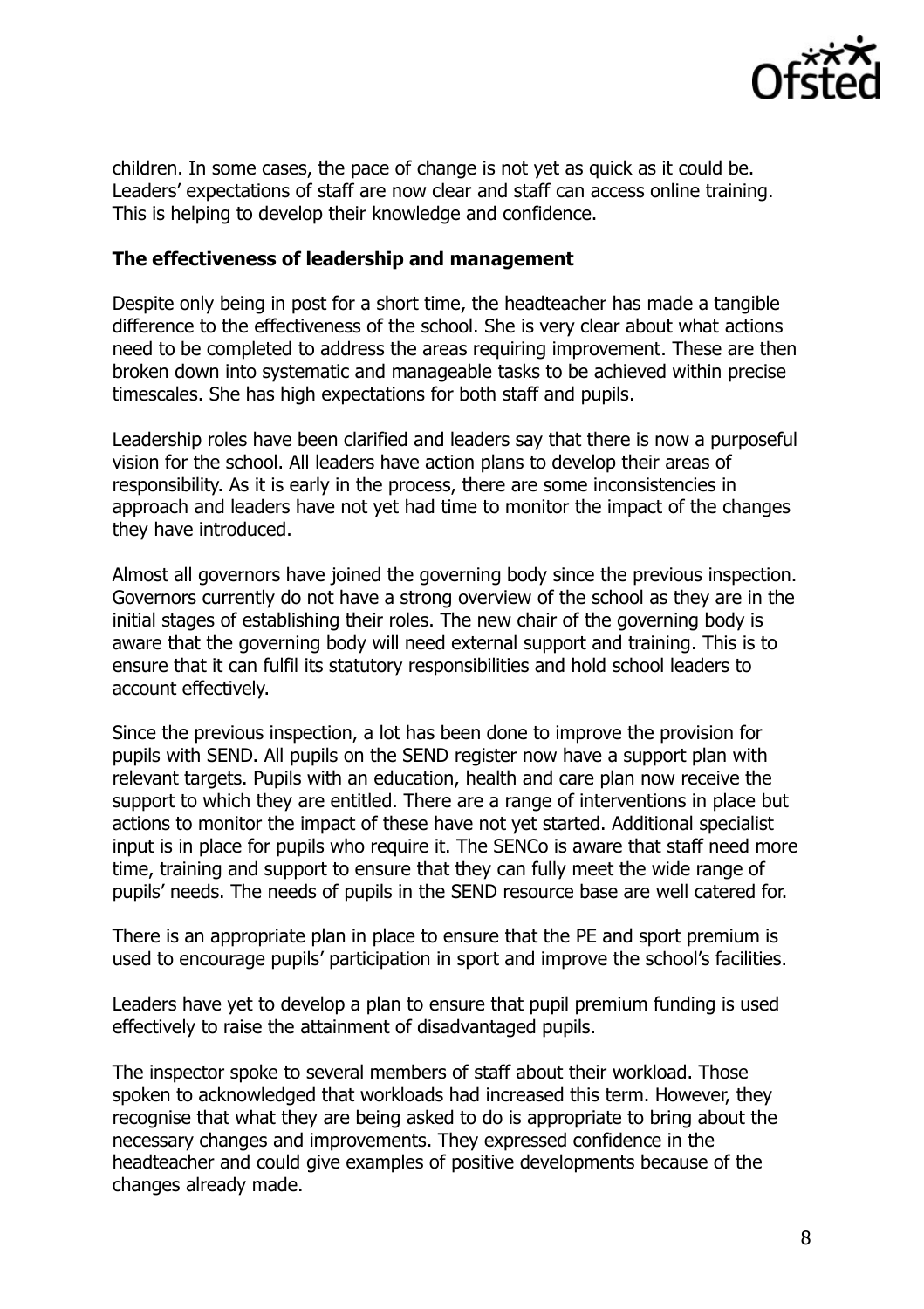children. In some cases, the pace of change is not yet as quick as it could be. Leaders' expectations of staff are now clear and staff can access online training. This is helping to develop their knowledge and confidence.

**The effectiveness of leadership and management**

Despite only being in post for a short time, the headteacher has made a tangible difference to the effectiveness of the school. She is very clear about what actions need to be completed to address the areas requiring improvement. These are then broken down into systematic and manageable tasks to be achieved within precise timescales. She has high expectations for both staff and pupils.

Leadership roles have been clarified and leaders say that there is now a purposeful vision for the school. All leaders have action plans to develop their areas of responsibility. As it is early in the process, there are some inconsistencies in approach and leaders have not yet had time to monitor the impact of the changes they have introduced.

Almost all governors have joined the governing body since the previous inspection. Governors currently do not have a strong overview of the school as they are in the initial stages of establishing their roles. The new chair of the governing body is aware that the governing body will need external support and training. This is to ensure that it can fulfil its statutory responsibilities and hold school leaders to account effectively.

Since the previous inspection, a lot has been done to improve the provision for pupils with SEND. All pupils on the SEND register now have a support plan with relevant targets. Pupils with an education, health and care plan now receive the support to which they are entitled. There are a range of interventions in place but actions to monitor the impact of these have not yet started. Additional specialist input is in place for pupils who require it. The SENCo is aware that staff need more time, training and support to ensure that they can fully meet the wide range of pupils' needs. The needs of pupils in the SEND resource base are well catered for.

There is an appropriate plan in place to ensure that the PE and sport premium is used to encourage pupils' participation in sport and improve the school's facilities.

Leaders have yet to develop a plan to ensure that pupil premium funding is used effectively to raise the attainment of disadvantaged pupils.

The inspector spoke to several members of staff about their workload. Those spoken to acknowledged that workloads had increased this term. However, they recognise that what they are being asked to do is appropriate to bring about the necessary changes and improvements. They expressed confidence in the headteacher and could give examples of positive developments because of the changes already made.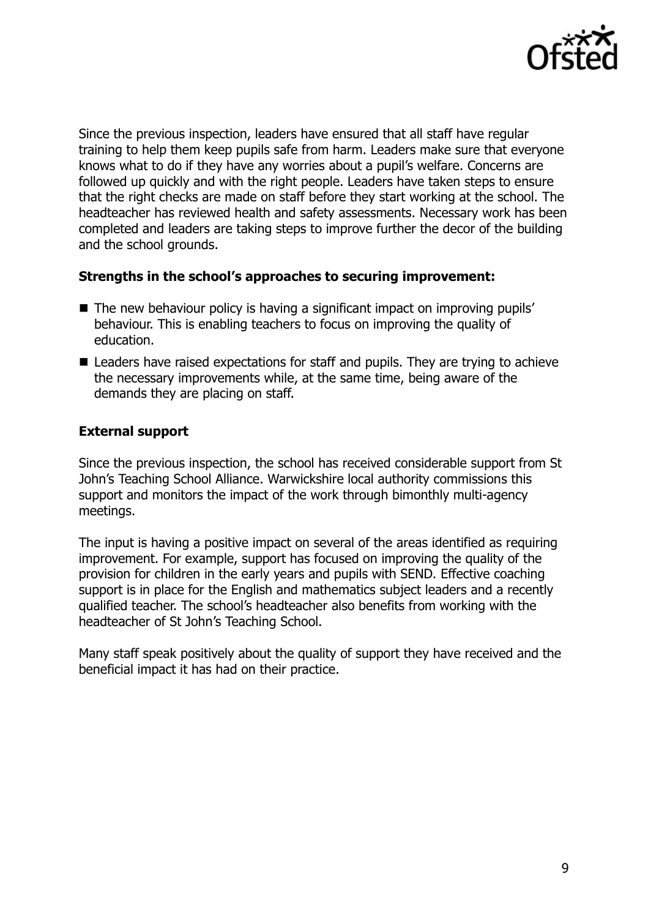Since the previous inspection, leaders have ensured that all staff have regular training to help them keep pupils safe from harm. Leaders make sure that everyone knows what to do if they have any worries about a pupil's welfare. Concerns are followed up quickly and with the right people. Leaders have taken steps to ensure that the right checks are made on staff before they start working at the school. The headteacher has reviewed health and safety assessments. Necessary work has been completed and leaders are taking steps to improve further the decor of the building and the school grounds.

**Strengths in the school's approaches to securing improvement:**

- The new behaviour policy is having a significant impact on improving pupils' behaviour. This is enabling teachers to focus on improving the quality of education.
- Leaders have raised expectations for staff and pupils. They are trying to achieve the necessary improvements while, at the same time, being aware of the demands they are placing on staff.

**External support**

Since the previous inspection, the school has received considerable support from St John's Teaching School Alliance. Warwickshire local authority commissions this support and monitors the impact of the work through bimonthly multi-agency meetings.

The input is having a positive impact on several of the areas identified as requiring improvement. For example, support has focused on improving the quality of the provision for children in the early years and pupils with SEND. Effective coaching support is in place for the English and mathematics subject leaders and a recently qualified teacher. The school's headteacher also benefits from working with the headteacher of St John's Teaching School.

Many staff speak positively about the quality of support they have received and the beneficial impact it has had on their practice.